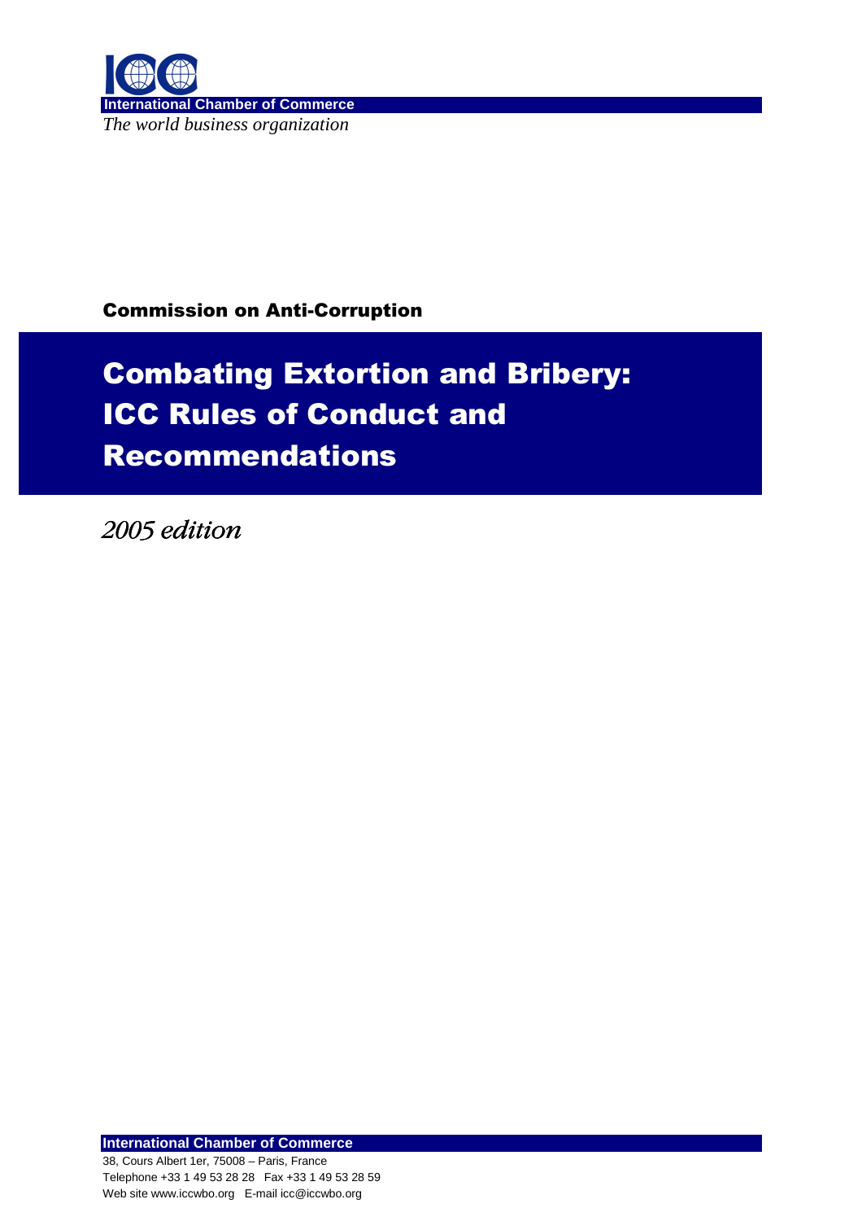**International Chamber of Commerce**

*The world business organization*

**Commission on Anti-Corruption**

# Combating Extortion and Bribery: ICC Rules of Conduct and Recommendations

*2005 edition*

**International Chamber of Commerce**

38, Cours Albert 1er, 75008 – Paris, France

Telephone +33 1 49 53 28 28 Fax +33 1 49 53 28 59

Web site www.iccwbo.org E-mail icc@iccwbo.org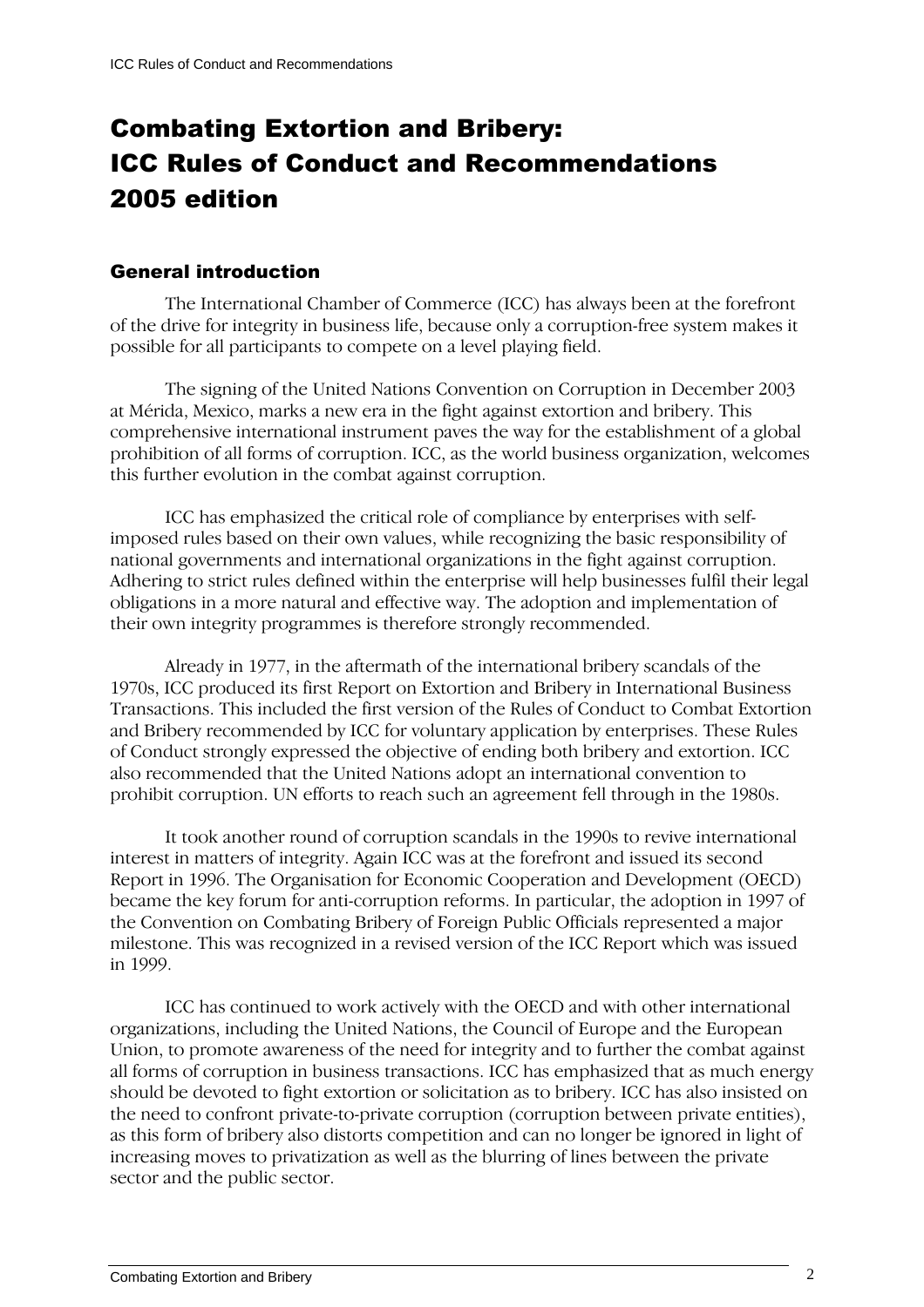# Combating Extortion and Bribery: ICC Rules of Conduct and Recommendations 2005 edition

## General introduction

The International Chamber of Commerce (ICC) has always been at the forefront of the drive for integrity in business life, because only a corruption-free system makes it possible for all participants to compete on a level playing field.

The signing of the United Nations Convention on Corruption in December 2003 at Mérida, Mexico, marks a new era in the fight against extortion and bribery. This comprehensive international instrument paves the way for the establishment of a global prohibition of all forms of corruption. ICC, as the world business organization, welcomes this further evolution in the combat against corruption.

ICC has emphasized the critical role of compliance by enterprises with self-imposed rules based on their own values, while recognizing the basic responsibility of national governments and international organizations in the fight against corruption. Adhering to strict rules defined within the enterprise will help businesses fulfil their legal obligations in a more natural and effective way. The adoption and implementation of their own integrity programmes is therefore strongly recommended.

Already in 1977, in the aftermath of the international bribery scandals of the 1970s, ICC produced its first Report on Extortion and Bribery in International Business Transactions. This included the first version of the Rules of Conduct to Combat Extortion and Bribery recommended by ICC for voluntary application by enterprises. These Rules of Conduct strongly expressed the objective of ending both bribery and extortion. ICC also recommended that the United Nations adopt an international convention to prohibit corruption. UN efforts to reach such an agreement fell through in the 1980s.

It took another round of corruption scandals in the 1990s to revive international interest in matters of integrity. Again ICC was at the forefront and issued its second Report in 1996. The Organisation for Economic Cooperation and Development (OECD) became the key forum for anti-corruption reforms. In particular, the adoption in 1997 of the Convention on Combating Bribery of Foreign Public Officials represented a major milestone. This was recognized in a revised version of the ICC Report which was issued in 1999.

ICC has continued to work actively with the OECD and with other international organizations, including the United Nations, the Council of Europe and the European Union, to promote awareness of the need for integrity and to further the combat against all forms of corruption in business transactions. ICC has emphasized that as much energy should be devoted to fight extortion or solicitation as to bribery. ICC has also insisted on the need to confront private-to-private corruption (corruption between private entities), as this form of bribery also distorts competition and can no longer be ignored in light of increasing moves to privatization as well as the blurring of lines between the private sector and the public sector.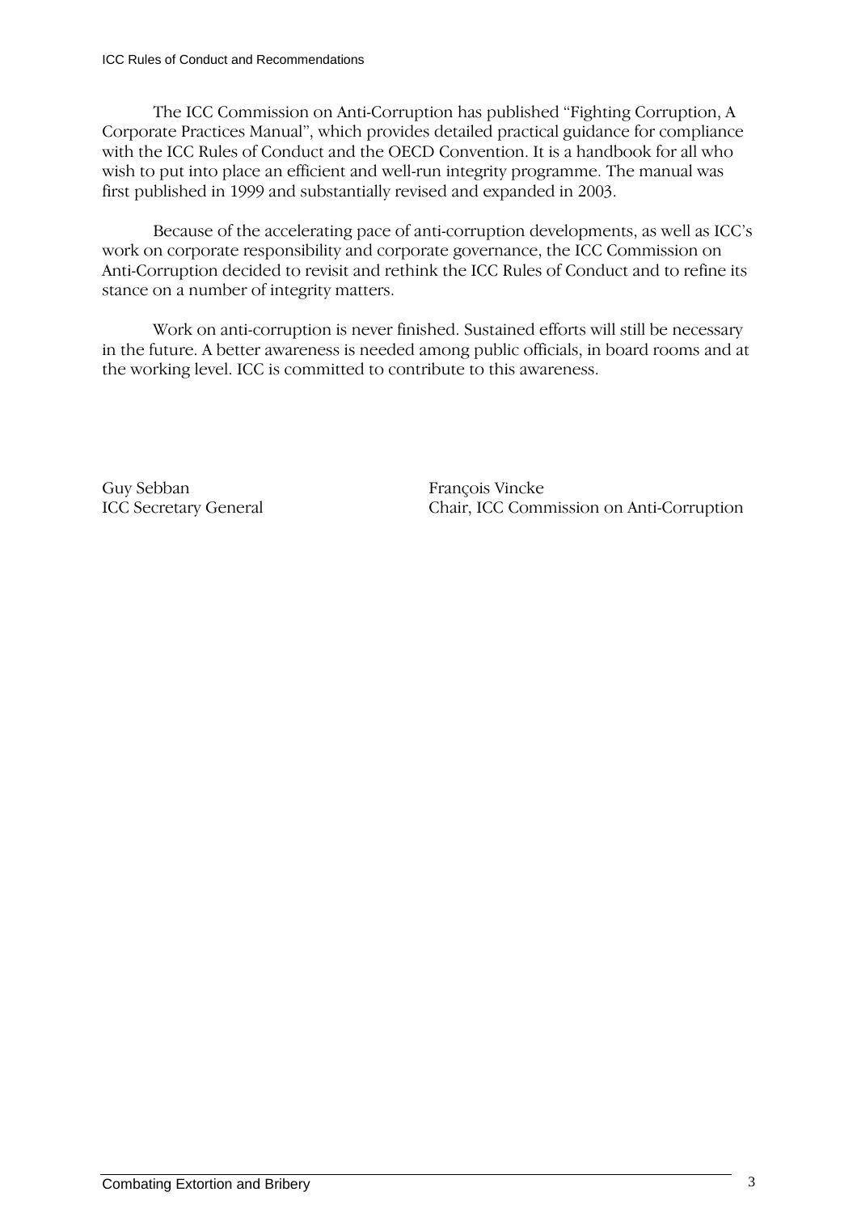The ICC Commission on Anti-Corruption has published "Fighting Corruption, A Corporate Practices Manual", which provides detailed practical guidance for compliance with the ICC Rules of Conduct and the OECD Convention. It is a handbook for all who wish to put into place an efficient and well-run integrity programme. The manual was first published in 1999 and substantially revised and expanded in 2003.

Because of the accelerating pace of anti-corruption developments, as well as ICC's work on corporate responsibility and corporate governance, the ICC Commission on Anti-Corruption decided to revisit and rethink the ICC Rules of Conduct and to refine its stance on a number of integrity matters.

Work on anti-corruption is never finished. Sustained efforts will still be necessary in the future. A better awareness is needed among public officials, in board rooms and at the working level. ICC is committed to contribute to this awareness.

Guy Sebban
ICC Secretary General

François Vincke
Chair, ICC Commission on Anti-Corruption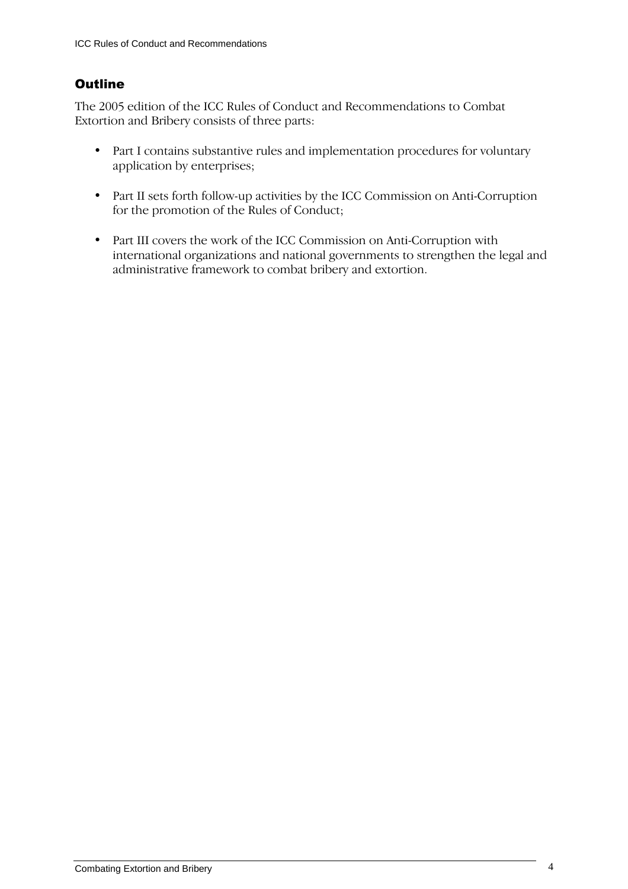## Outline

The 2005 edition of the ICC Rules of Conduct and Recommendations to Combat Extortion and Bribery consists of three parts:

- Part I contains substantive rules and implementation procedures for voluntary application by enterprises;
- Part II sets forth follow-up activities by the ICC Commission on Anti-Corruption for the promotion of the Rules of Conduct;
- Part III covers the work of the ICC Commission on Anti-Corruption with international organizations and national governments to strengthen the legal and administrative framework to combat bribery and extortion.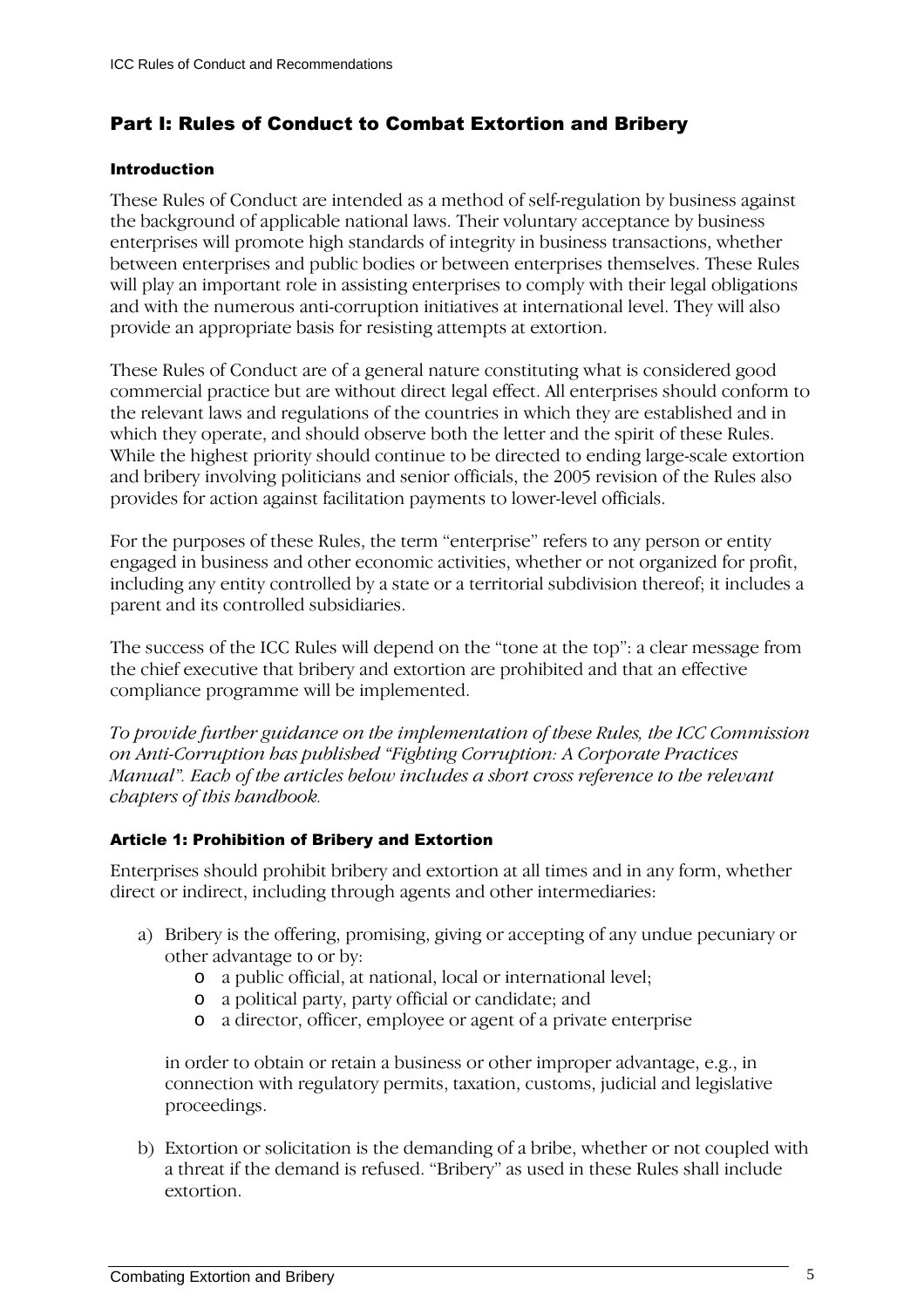## Part I: Rules of Conduct to Combat Extortion and Bribery

### Introduction

These Rules of Conduct are intended as a method of self-regulation by business against the background of applicable national laws. Their voluntary acceptance by business enterprises will promote high standards of integrity in business transactions, whether between enterprises and public bodies or between enterprises themselves. These Rules will play an important role in assisting enterprises to comply with their legal obligations and with the numerous anti-corruption initiatives at international level. They will also provide an appropriate basis for resisting attempts at extortion.

These Rules of Conduct are of a general nature constituting what is considered good commercial practice but are without direct legal effect. All enterprises should conform to the relevant laws and regulations of the countries in which they are established and in which they operate, and should observe both the letter and the spirit of these Rules. While the highest priority should continue to be directed to ending large-scale extortion and bribery involving politicians and senior officials, the 2005 revision of the Rules also provides for action against facilitation payments to lower-level officials.

For the purposes of these Rules, the term "enterprise" refers to any person or entity engaged in business and other economic activities, whether or not organized for profit, including any entity controlled by a state or a territorial subdivision thereof; it includes a parent and its controlled subsidiaries.

The success of the ICC Rules will depend on the "tone at the top": a clear message from the chief executive that bribery and extortion are prohibited and that an effective compliance programme will be implemented.

*To provide further guidance on the implementation of these Rules, the ICC Commission on Anti-Corruption has published "Fighting Corruption: A Corporate Practices Manual". Each of the articles below includes a short cross reference to the relevant chapters of this handbook.*

### Article 1: Prohibition of Bribery and Extortion

Enterprises should prohibit bribery and extortion at all times and in any form, whether direct or indirect, including through agents and other intermediaries:

a) Bribery is the offering, promising, giving or accepting of any undue pecuniary or other advantage to or by:
   - a public official, at national, local or international level;
   - a political party, party official or candidate; and
   - a director, officer, employee or agent of a private enterprise

   in order to obtain or retain a business or other improper advantage, e.g., in connection with regulatory permits, taxation, customs, judicial and legislative proceedings.

b) Extortion or solicitation is the demanding of a bribe, whether or not coupled with a threat if the demand is refused. "Bribery" as used in these Rules shall include extortion.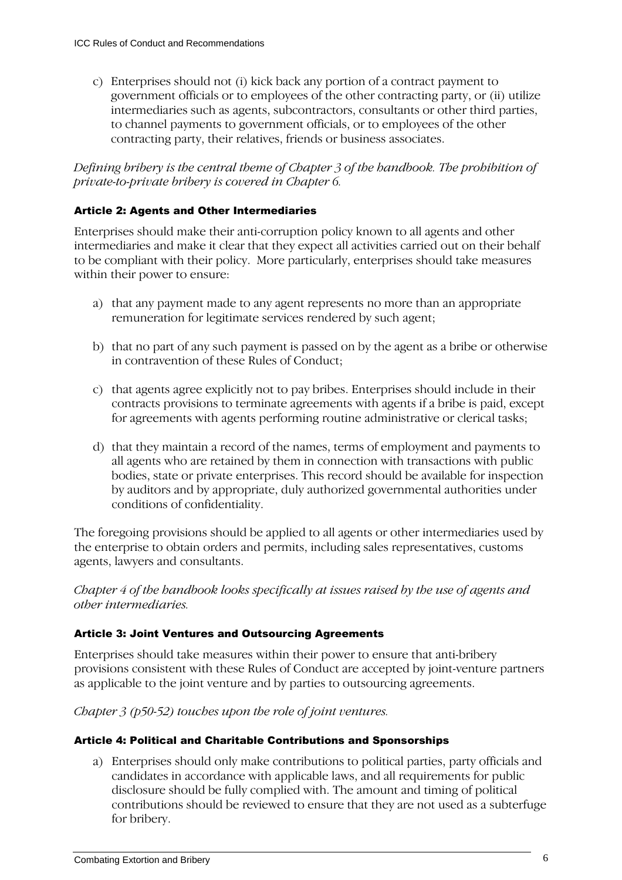c) Enterprises should not (i) kick back any portion of a contract payment to government officials or to employees of the other contracting party, or (ii) utilize intermediaries such as agents, subcontractors, consultants or other third parties, to channel payments to government officials, or to employees of the other contracting party, their relatives, friends or business associates.

*Defining bribery is the central theme of Chapter 3 of the handbook. The prohibition of private-to-private bribery is covered in Chapter 6.*

#### Article 2: Agents and Other Intermediaries

Enterprises should make their anti-corruption policy known to all agents and other intermediaries and make it clear that they expect all activities carried out on their behalf to be compliant with their policy. More particularly, enterprises should take measures within their power to ensure:

a) that any payment made to any agent represents no more than an appropriate remuneration for legitimate services rendered by such agent;

b) that no part of any such payment is passed on by the agent as a bribe or otherwise in contravention of these Rules of Conduct;

c) that agents agree explicitly not to pay bribes. Enterprises should include in their contracts provisions to terminate agreements with agents if a bribe is paid, except for agreements with agents performing routine administrative or clerical tasks;

d) that they maintain a record of the names, terms of employment and payments to all agents who are retained by them in connection with transactions with public bodies, state or private enterprises. This record should be available for inspection by auditors and by appropriate, duly authorized governmental authorities under conditions of confidentiality.

The foregoing provisions should be applied to all agents or other intermediaries used by the enterprise to obtain orders and permits, including sales representatives, customs agents, lawyers and consultants.

*Chapter 4 of the handbook looks specifically at issues raised by the use of agents and other intermediaries.*

#### Article 3: Joint Ventures and Outsourcing Agreements

Enterprises should take measures within their power to ensure that anti-bribery provisions consistent with these Rules of Conduct are accepted by joint-venture partners as applicable to the joint venture and by parties to outsourcing agreements.

*Chapter 3 (p50-52) touches upon the role of joint ventures.*

#### Article 4: Political and Charitable Contributions and Sponsorships

a) Enterprises should only make contributions to political parties, party officials and candidates in accordance with applicable laws, and all requirements for public disclosure should be fully complied with. The amount and timing of political contributions should be reviewed to ensure that they are not used as a subterfuge for bribery.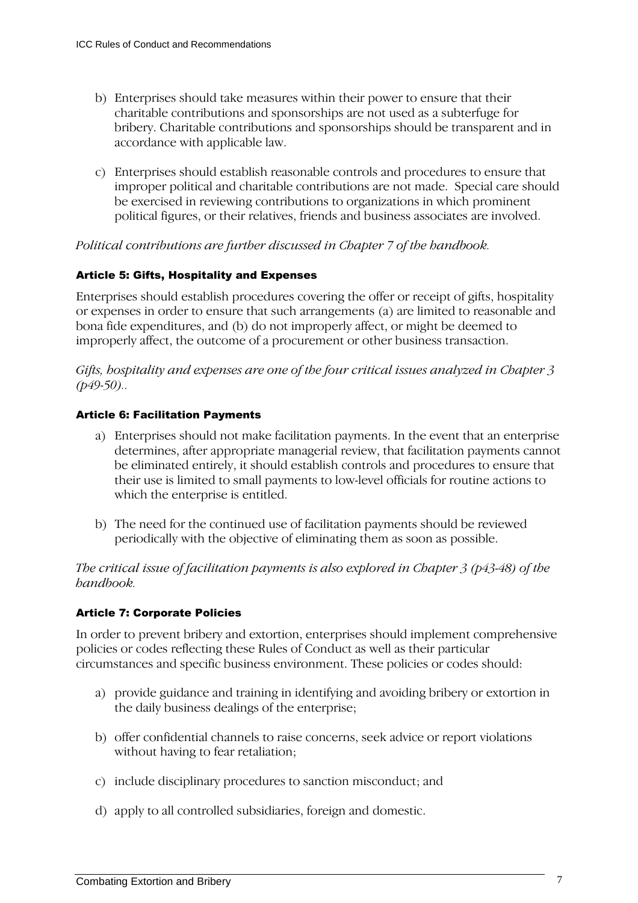b) Enterprises should take measures within their power to ensure that their charitable contributions and sponsorships are not used as a subterfuge for bribery. Charitable contributions and sponsorships should be transparent and in accordance with applicable law.

c) Enterprises should establish reasonable controls and procedures to ensure that improper political and charitable contributions are not made. Special care should be exercised in reviewing contributions to organizations in which prominent political figures, or their relatives, friends and business associates are involved.

*Political contributions are further discussed in Chapter 7 of the handbook.*

### Article 5: Gifts, Hospitality and Expenses

Enterprises should establish procedures covering the offer or receipt of gifts, hospitality or expenses in order to ensure that such arrangements (a) are limited to reasonable and bona fide expenditures, and (b) do not improperly affect, or might be deemed to improperly affect, the outcome of a procurement or other business transaction.

*Gifts, hospitality and expenses are one of the four critical issues analyzed in Chapter 3 (p49-50)..*

### Article 6: Facilitation Payments

a) Enterprises should not make facilitation payments. In the event that an enterprise determines, after appropriate managerial review, that facilitation payments cannot be eliminated entirely, it should establish controls and procedures to ensure that their use is limited to small payments to low-level officials for routine actions to which the enterprise is entitled.

b) The need for the continued use of facilitation payments should be reviewed periodically with the objective of eliminating them as soon as possible.

*The critical issue of facilitation payments is also explored in Chapter 3 (p43-48) of the handbook.*

### Article 7: Corporate Policies

In order to prevent bribery and extortion, enterprises should implement comprehensive policies or codes reflecting these Rules of Conduct as well as their particular circumstances and specific business environment. These policies or codes should:

a) provide guidance and training in identifying and avoiding bribery or extortion in the daily business dealings of the enterprise;

b) offer confidential channels to raise concerns, seek advice or report violations without having to fear retaliation;

c) include disciplinary procedures to sanction misconduct; and

d) apply to all controlled subsidiaries, foreign and domestic.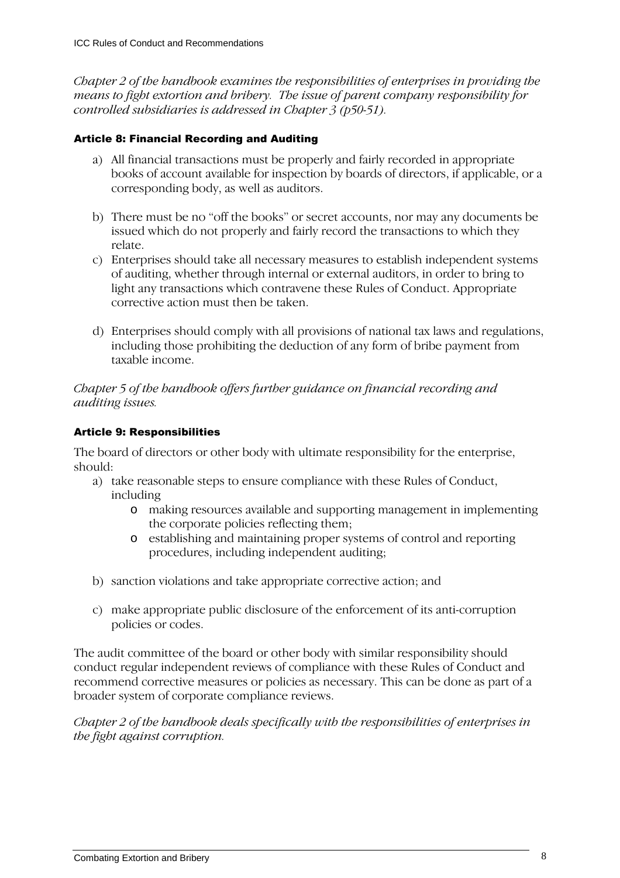*Chapter 2 of the handbook examines the responsibilities of enterprises in providing the means to fight extortion and bribery. The issue of parent company responsibility for controlled subsidiaries is addressed in Chapter 3 (p50-51).*

### Article 8: Financial Recording and Auditing

a) All financial transactions must be properly and fairly recorded in appropriate books of account available for inspection by boards of directors, if applicable, or a corresponding body, as well as auditors.

b) There must be no "off the books" or secret accounts, nor may any documents be issued which do not properly and fairly record the transactions to which they relate.

c) Enterprises should take all necessary measures to establish independent systems of auditing, whether through internal or external auditors, in order to bring to light any transactions which contravene these Rules of Conduct. Appropriate corrective action must then be taken.

d) Enterprises should comply with all provisions of national tax laws and regulations, including those prohibiting the deduction of any form of bribe payment from taxable income.

*Chapter 5 of the handbook offers further guidance on financial recording and auditing issues.*

### Article 9: Responsibilities

The board of directors or other body with ultimate responsibility for the enterprise, should:

a) take reasonable steps to ensure compliance with these Rules of Conduct, including
   - making resources available and supporting management in implementing the corporate policies reflecting them;
   - establishing and maintaining proper systems of control and reporting procedures, including independent auditing;

b) sanction violations and take appropriate corrective action; and

c) make appropriate public disclosure of the enforcement of its anti-corruption policies or codes.

The audit committee of the board or other body with similar responsibility should conduct regular independent reviews of compliance with these Rules of Conduct and recommend corrective measures or policies as necessary. This can be done as part of a broader system of corporate compliance reviews.

*Chapter 2 of the handbook deals specifically with the responsibilities of enterprises in the fight against corruption.*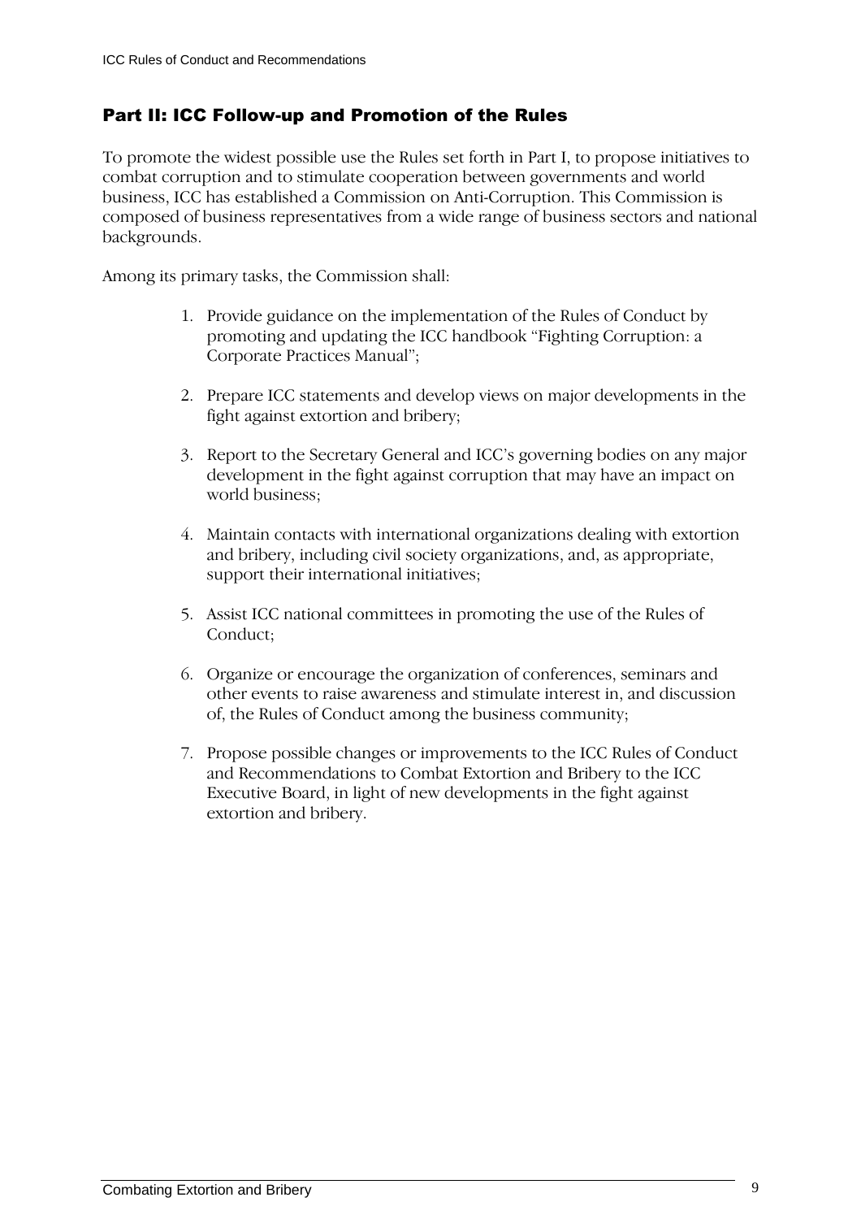## Part II: ICC Follow-up and Promotion of the Rules

To promote the widest possible use the Rules set forth in Part I, to propose initiatives to combat corruption and to stimulate cooperation between governments and world business, ICC has established a Commission on Anti-Corruption. This Commission is composed of business representatives from a wide range of business sectors and national backgrounds.

Among its primary tasks, the Commission shall:

1. Provide guidance on the implementation of the Rules of Conduct by promoting and updating the ICC handbook "Fighting Corruption: a Corporate Practices Manual";

2. Prepare ICC statements and develop views on major developments in the fight against extortion and bribery;

3. Report to the Secretary General and ICC's governing bodies on any major development in the fight against corruption that may have an impact on world business;

4. Maintain contacts with international organizations dealing with extortion and bribery, including civil society organizations, and, as appropriate, support their international initiatives;

5. Assist ICC national committees in promoting the use of the Rules of Conduct;

6. Organize or encourage the organization of conferences, seminars and other events to raise awareness and stimulate interest in, and discussion of, the Rules of Conduct among the business community;

7. Propose possible changes or improvements to the ICC Rules of Conduct and Recommendations to Combat Extortion and Bribery to the ICC Executive Board, in light of new developments in the fight against extortion and bribery.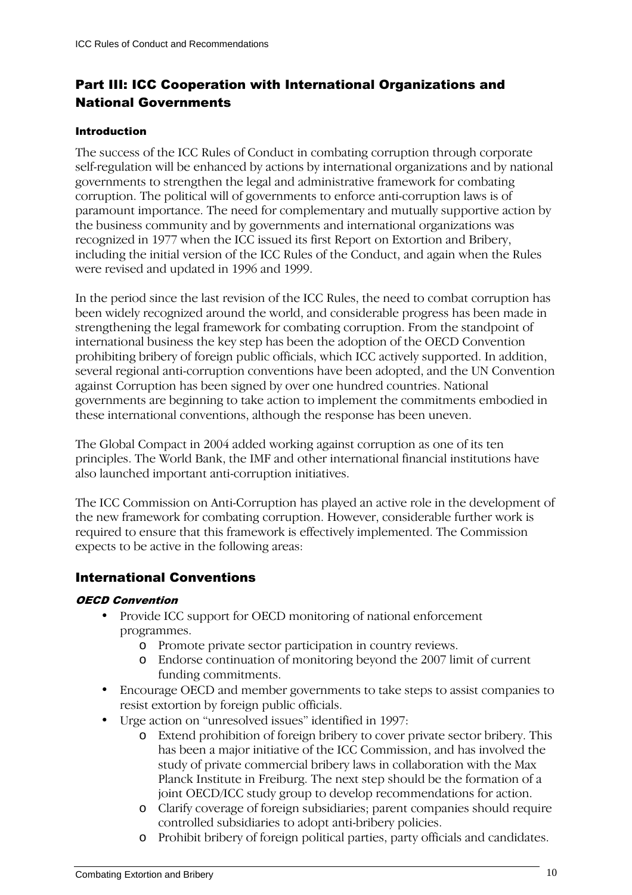## Part III: ICC Cooperation with International Organizations and National Governments

#### Introduction

The success of the ICC Rules of Conduct in combating corruption through corporate self-regulation will be enhanced by actions by international organizations and by national governments to strengthen the legal and administrative framework for combating corruption. The political will of governments to enforce anti-corruption laws is of paramount importance. The need for complementary and mutually supportive action by the business community and by governments and international organizations was recognized in 1977 when the ICC issued its first Report on Extortion and Bribery, including the initial version of the ICC Rules of the Conduct, and again when the Rules were revised and updated in 1996 and 1999.

In the period since the last revision of the ICC Rules, the need to combat corruption has been widely recognized around the world, and considerable progress has been made in strengthening the legal framework for combating corruption. From the standpoint of international business the key step has been the adoption of the OECD Convention prohibiting bribery of foreign public officials, which ICC actively supported. In addition, several regional anti-corruption conventions have been adopted, and the UN Convention against Corruption has been signed by over one hundred countries. National governments are beginning to take action to implement the commitments embodied in these international conventions, although the response has been uneven.

The Global Compact in 2004 added working against corruption as one of its ten principles. The World Bank, the IMF and other international financial institutions have also launched important anti-corruption initiatives.

The ICC Commission on Anti-Corruption has played an active role in the development of the new framework for combating corruption. However, considerable further work is required to ensure that this framework is effectively implemented. The Commission expects to be active in the following areas:

### International Conventions

#### *OECD Convention*

- Provide ICC support for OECD monitoring of national enforcement programmes.
  - Promote private sector participation in country reviews.
  - Endorse continuation of monitoring beyond the 2007 limit of current funding commitments.
- Encourage OECD and member governments to take steps to assist companies to resist extortion by foreign public officials.
- Urge action on "unresolved issues" identified in 1997:
  - Extend prohibition of foreign bribery to cover private sector bribery. This has been a major initiative of the ICC Commission, and has involved the study of private commercial bribery laws in collaboration with the Max Planck Institute in Freiburg. The next step should be the formation of a joint OECD/ICC study group to develop recommendations for action.
  - Clarify coverage of foreign subsidiaries; parent companies should require controlled subsidiaries to adopt anti-bribery policies.
  - Prohibit bribery of foreign political parties, party officials and candidates.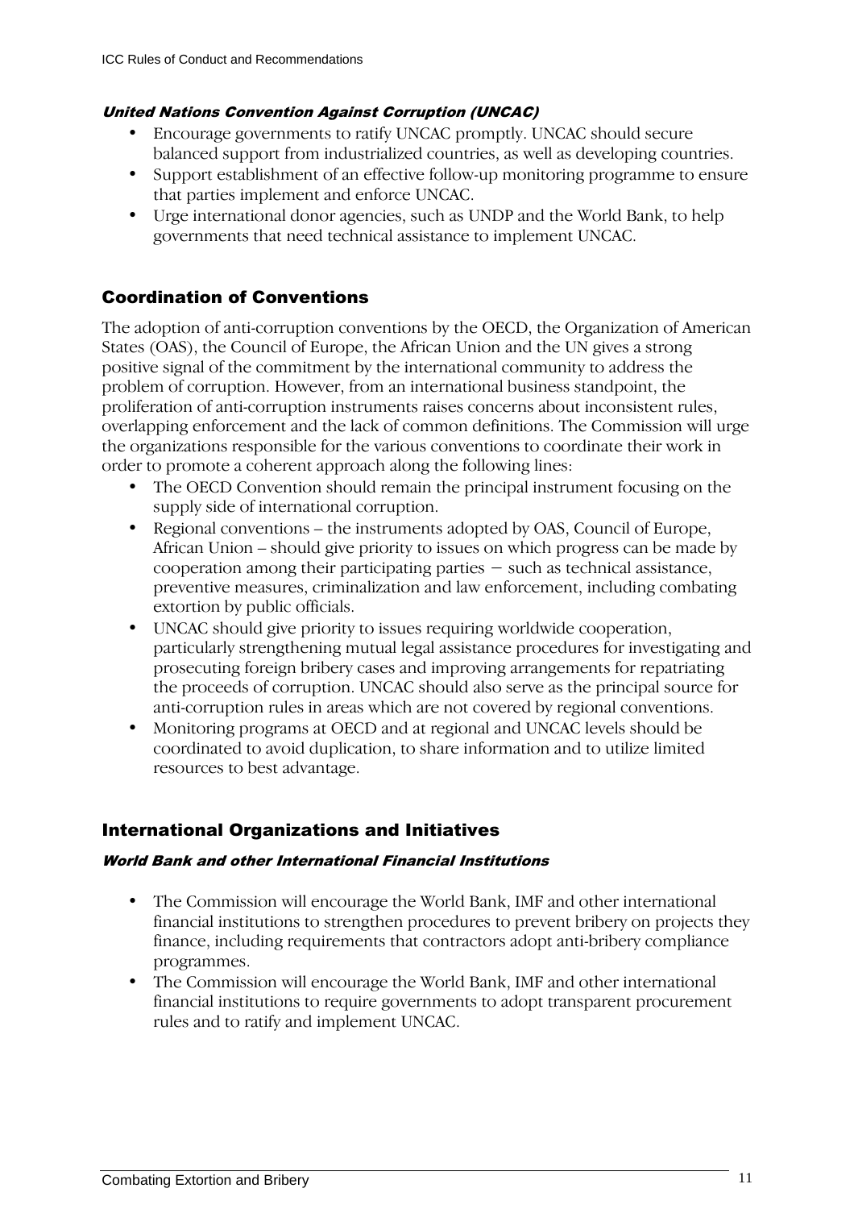#### *United Nations Convention Against Corruption (UNCAC)*

- Encourage governments to ratify UNCAC promptly. UNCAC should secure balanced support from industrialized countries, as well as developing countries.
- Support establishment of an effective follow-up monitoring programme to ensure that parties implement and enforce UNCAC.
- Urge international donor agencies, such as UNDP and the World Bank, to help governments that need technical assistance to implement UNCAC.

## Coordination of Conventions

The adoption of anti-corruption conventions by the OECD, the Organization of American States (OAS), the Council of Europe, the African Union and the UN gives a strong positive signal of the commitment by the international community to address the problem of corruption. However, from an international business standpoint, the proliferation of anti-corruption instruments raises concerns about inconsistent rules, overlapping enforcement and the lack of common definitions. The Commission will urge the organizations responsible for the various conventions to coordinate their work in order to promote a coherent approach along the following lines:

- The OECD Convention should remain the principal instrument focusing on the supply side of international corruption.
- Regional conventions – the instruments adopted by OAS, Council of Europe, African Union – should give priority to issues on which progress can be made by cooperation among their participating parties – such as technical assistance, preventive measures, criminalization and law enforcement, including combating extortion by public officials.
- UNCAC should give priority to issues requiring worldwide cooperation, particularly strengthening mutual legal assistance procedures for investigating and prosecuting foreign bribery cases and improving arrangements for repatriating the proceeds of corruption. UNCAC should also serve as the principal source for anti-corruption rules in areas which are not covered by regional conventions.
- Monitoring programs at OECD and at regional and UNCAC levels should be coordinated to avoid duplication, to share information and to utilize limited resources to best advantage.

## International Organizations and Initiatives

#### *World Bank and other International Financial Institutions*

- The Commission will encourage the World Bank, IMF and other international financial institutions to strengthen procedures to prevent bribery on projects they finance, including requirements that contractors adopt anti-bribery compliance programmes.
- The Commission will encourage the World Bank, IMF and other international financial institutions to require governments to adopt transparent procurement rules and to ratify and implement UNCAC.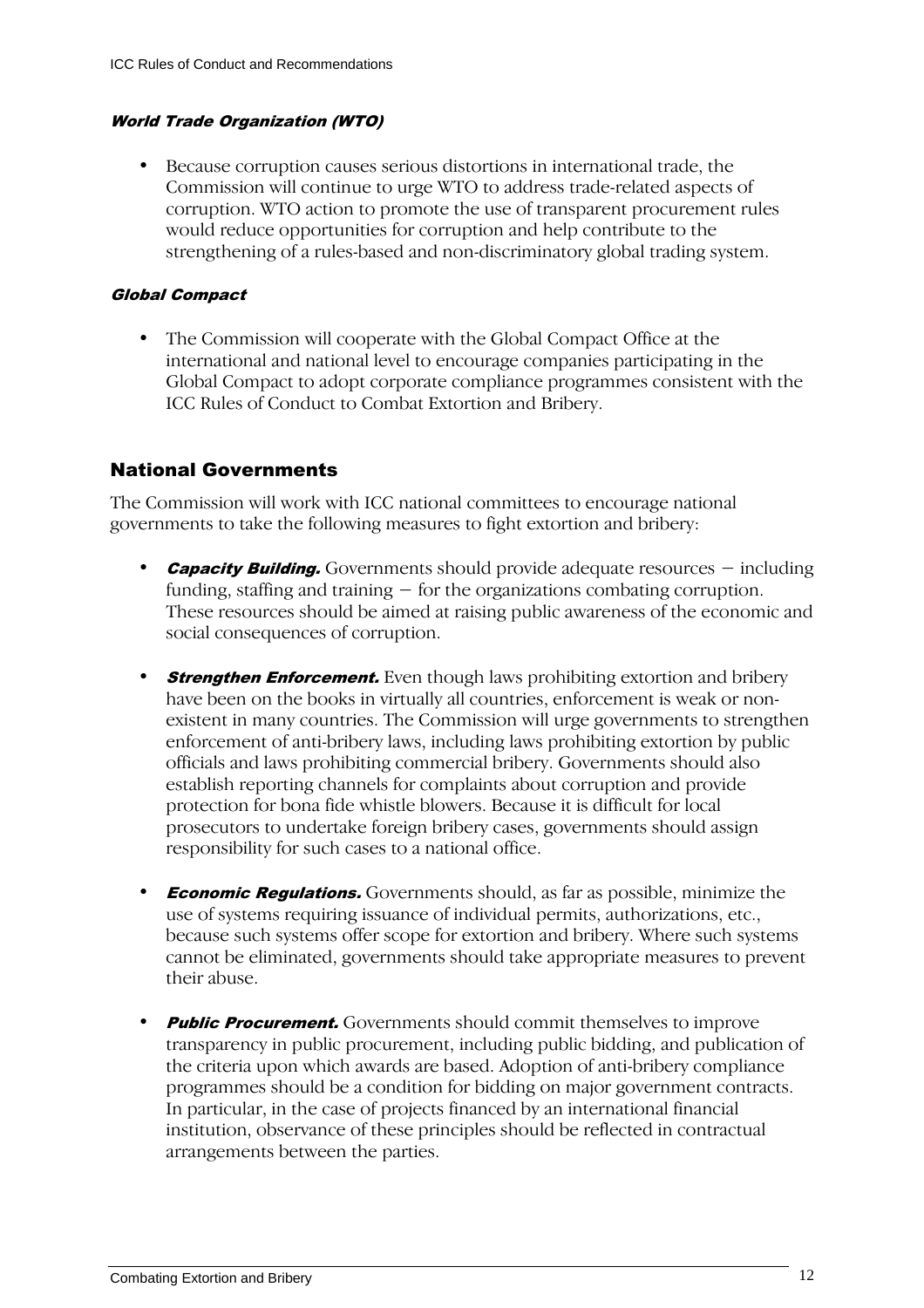#### *World Trade Organization (WTO)*

- Because corruption causes serious distortions in international trade, the Commission will continue to urge WTO to address trade-related aspects of corruption. WTO action to promote the use of transparent procurement rules would reduce opportunities for corruption and help contribute to the strengthening of a rules-based and non-discriminatory global trading system.

#### *Global Compact*

- The Commission will cooperate with the Global Compact Office at the international and national level to encourage companies participating in the Global Compact to adopt corporate compliance programmes consistent with the ICC Rules of Conduct to Combat Extortion and Bribery.

## National Governments

The Commission will work with ICC national committees to encourage national governments to take the following measures to fight extortion and bribery:

- ***Capacity Building.*** Governments should provide adequate resources – including funding, staffing and training – for the organizations combating corruption. These resources should be aimed at raising public awareness of the economic and social consequences of corruption.

- ***Strengthen Enforcement.*** Even though laws prohibiting extortion and bribery have been on the books in virtually all countries, enforcement is weak or non-existent in many countries. The Commission will urge governments to strengthen enforcement of anti-bribery laws, including laws prohibiting extortion by public officials and laws prohibiting commercial bribery. Governments should also establish reporting channels for complaints about corruption and provide protection for bona fide whistle blowers. Because it is difficult for local prosecutors to undertake foreign bribery cases, governments should assign responsibility for such cases to a national office.

- ***Economic Regulations.*** Governments should, as far as possible, minimize the use of systems requiring issuance of individual permits, authorizations, etc., because such systems offer scope for extortion and bribery. Where such systems cannot be eliminated, governments should take appropriate measures to prevent their abuse.

- ***Public Procurement.*** Governments should commit themselves to improve transparency in public procurement, including public bidding, and publication of the criteria upon which awards are based. Adoption of anti-bribery compliance programmes should be a condition for bidding on major government contracts. In particular, in the case of projects financed by an international financial institution, observance of these principles should be reflected in contractual arrangements between the parties.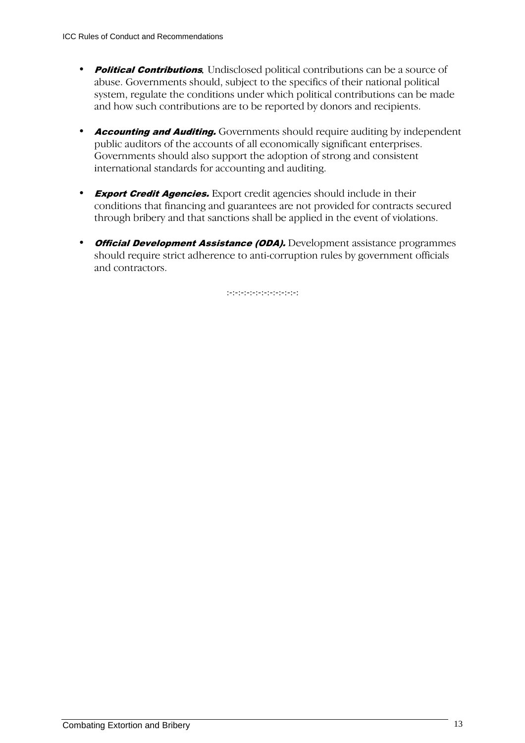- ***Political Contributions***. Undisclosed political contributions can be a source of abuse. Governments should, subject to the specifics of their national political system, regulate the conditions under which political contributions can be made and how such contributions are to be reported by donors and recipients.

- ***Accounting and Auditing.*** Governments should require auditing by independent public auditors of the accounts of all economically significant enterprises. Governments should also support the adoption of strong and consistent international standards for accounting and auditing.

- ***Export Credit Agencies.*** Export credit agencies should include in their conditions that financing and guarantees are not provided for contracts secured through bribery and that sanctions shall be applied in the event of violations.

- ***Official Development Assistance (ODA).*** Development assistance programmes should require strict adherence to anti-corruption rules by government officials and contractors.

:-:-:-:-:-:-:-:-:-:-:-:-: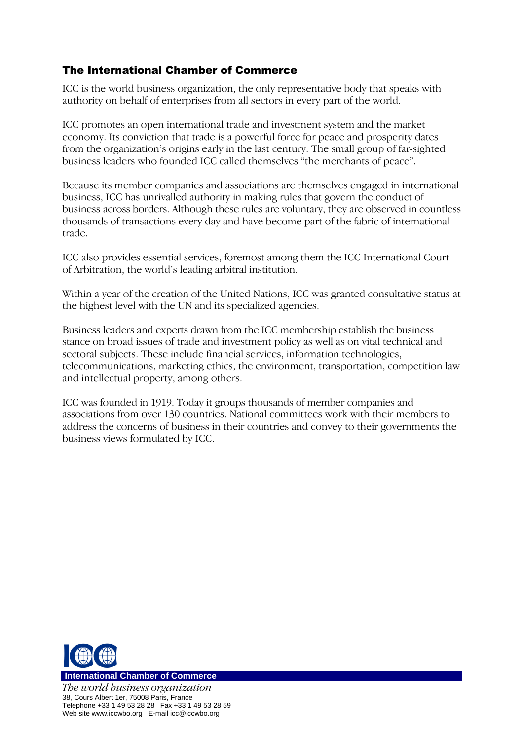## The International Chamber of Commerce

ICC is the world business organization, the only representative body that speaks with authority on behalf of enterprises from all sectors in every part of the world.

ICC promotes an open international trade and investment system and the market economy. Its conviction that trade is a powerful force for peace and prosperity dates from the organization's origins early in the last century. The small group of far-sighted business leaders who founded ICC called themselves "the merchants of peace".

Because its member companies and associations are themselves engaged in international business, ICC has unrivalled authority in making rules that govern the conduct of business across borders. Although these rules are voluntary, they are observed in countless thousands of transactions every day and have become part of the fabric of international trade.

ICC also provides essential services, foremost among them the ICC International Court of Arbitration, the world's leading arbitral institution.

Within a year of the creation of the United Nations, ICC was granted consultative status at the highest level with the UN and its specialized agencies.

Business leaders and experts drawn from the ICC membership establish the business stance on broad issues of trade and investment policy as well as on vital technical and sectoral subjects. These include financial services, information technologies, telecommunications, marketing ethics, the environment, transportation, competition law and intellectual property, among others.

ICC was founded in 1919. Today it groups thousands of member companies and associations from over 130 countries. National committees work with their members to address the concerns of business in their countries and convey to their governments the business views formulated by ICC.

**International Chamber of Commerce**

*The world business organization*

38, Cours Albert 1er, 75008 Paris, France
Telephone +33 1 49 53 28 28 Fax +33 1 49 53 28 59
Web site www.iccwbo.org E-mail icc@iccwbo.org